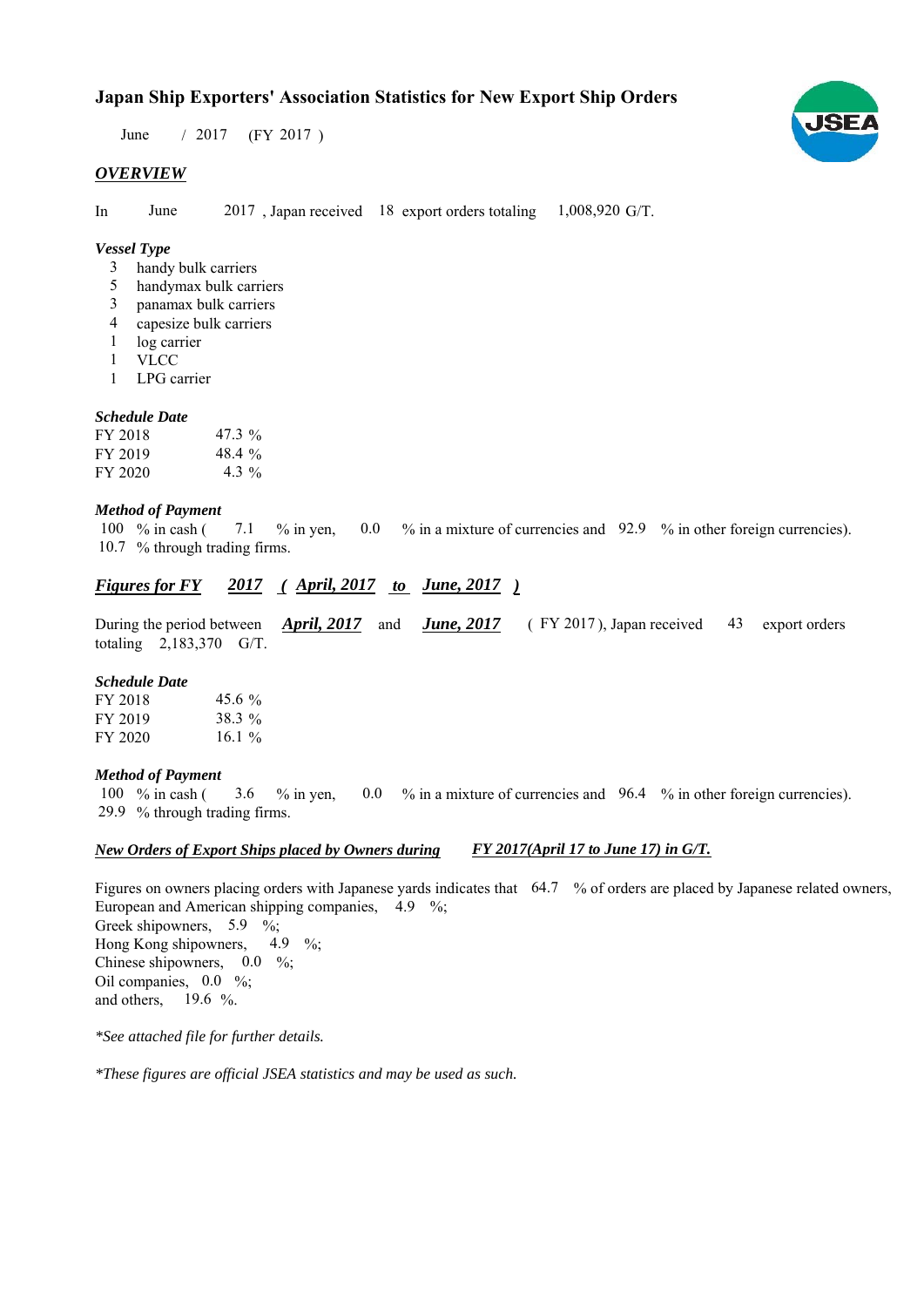# Japan Ship Exporters' Association Statistics for New Export Ship Orders

June / 2017 (FY 2017 )

## *OVERVIEW*

In June 2017 , Japan received 18 export orders totaling 1,008,920 G/T.

### *Vessel Type*

- 3 handy bulk carriers
- 5 handymax bulk carriers
- 3 panamax bulk carriers
- 4 capesize bulk carriers
- 1 log carrier
- 1 VLCC
- 1 LPG carrier

### *Schedule Date*

| | |
|---|---|
| FY 2018 | 47.3 % |
| FY 2019 | 48.4 % |
| FY 2020 | 4.3 % |

### *Method of Payment*

100 % in cash ( 7.1 % in yen, 0.0 % in a mixture of currencies and 92.9 % in other foreign currencies).
10.7 % through trading firms.

## *Figures for FY 2017 ( April, 2017 to June, 2017 )*

During the period between *April, 2017* and *June, 2017* ( FY 2017 ), Japan received 43 export orders totaling 2,183,370 G/T.

### *Schedule Date*

| | |
|---|---|
| FY 2018 | 45.6 % |
| FY 2019 | 38.3 % |
| FY 2020 | 16.1 % |

### *Method of Payment*

100 % in cash ( 3.6 % in yen, 0.0 % in a mixture of currencies and 96.4 % in other foreign currencies).
29.9 % through trading firms.

### *New Orders of Export Ships placed by Owners during FY 2017(April 17 to June 17) in G/T.*

Figures on owners placing orders with Japanese yards indicates that 64.7 % of orders are placed by Japanese related owners,
European and American shipping companies, 4.9 %;
Greek shipowners, 5.9 %;
Hong Kong shipowners, 4.9 %;
Chinese shipowners, 0.0 %;
Oil companies, 0.0 %;
and others, 19.6 %.

*\*See attached file for further details.*

*\*These figures are official JSEA statistics and may be used as such.*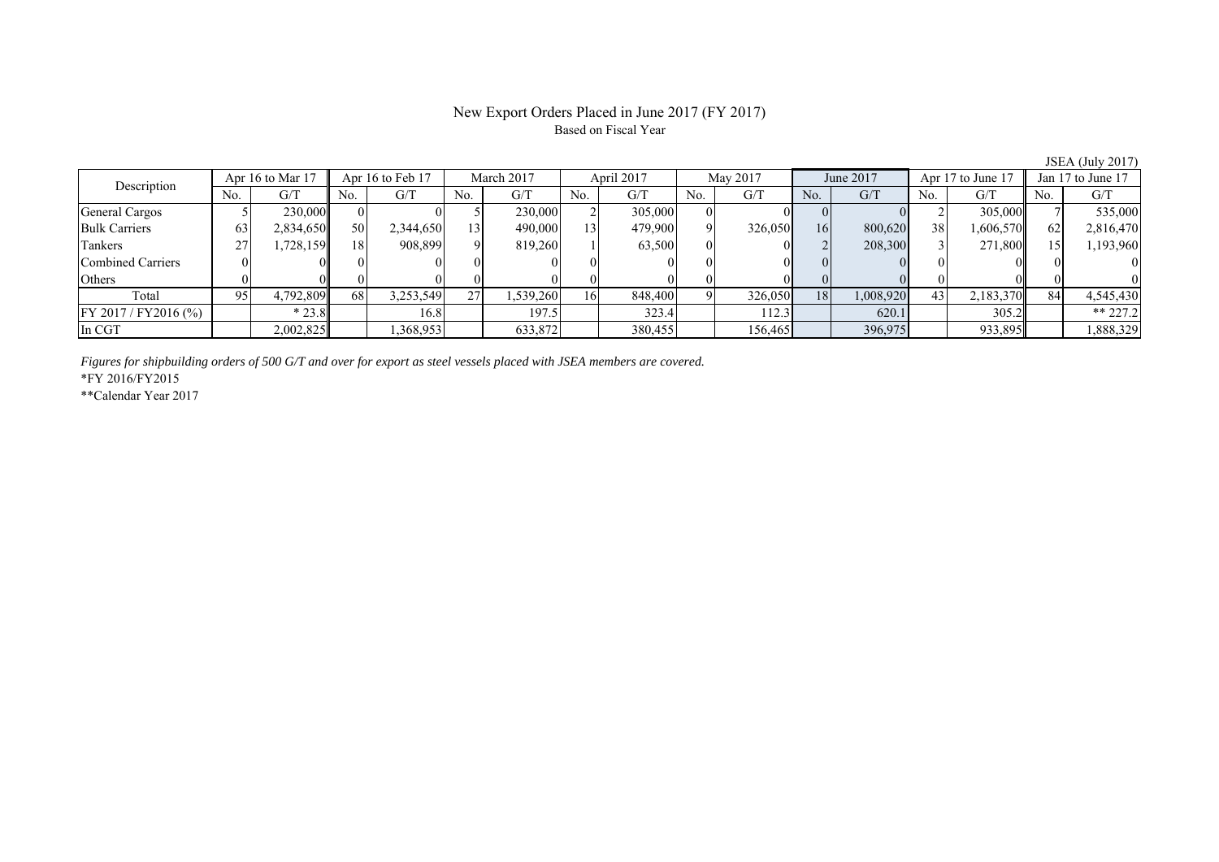# New Export Orders Placed in June 2017 (FY 2017)

Based on Fiscal Year

JSEA (July 2017)

| Description | Apr 16 to Mar 17 | | Apr 16 to Feb 17 | | March 2017 | | April 2017 | | May 2017 | | June 2017 | | Apr 17 to June 17 | | Jan 17 to June 17 | |
|---|---|---|---|---|---|---|---|---|---|---|---|---|---|---|---|---|
| | No. | G/T | No. | G/T | No. | G/T | No. | G/T | No. | G/T | No. | G/T | No. | G/T | No. | G/T |
| General Cargos | 5 | 230,000 | 0 | 0 | 5 | 230,000 | 2 | 305,000 | 0 | 0 | 0 | 0 | 2 | 305,000 | 7 | 535,000 |
| Bulk Carriers | 63 | 2,834,650 | 50 | 2,344,650 | 13 | 490,000 | 13 | 479,900 | 9 | 326,050 | 16 | 800,620 | 38 | 1,606,570 | 62 | 2,816,470 |
| Tankers | 27 | 1,728,159 | 18 | 908,899 | 9 | 819,260 | 1 | 63,500 | 0 | 0 | 2 | 208,300 | 3 | 271,800 | 15 | 1,193,960 |
| Combined Carriers | 0 | 0 | 0 | 0 | 0 | 0 | 0 | 0 | 0 | 0 | 0 | 0 | 0 | 0 | 0 | 0 |
| Others | 0 | 0 | 0 | 0 | 0 | 0 | 0 | 0 | 0 | 0 | 0 | 0 | 0 | 0 | 0 | 0 |
| Total | 95 | 4,792,809 | 68 | 3,253,549 | 27 | 1,539,260 | 16 | 848,400 | 9 | 326,050 | 18 | 1,008,920 | 43 | 2,183,370 | 84 | 4,545,430 |
| FY 2017 / FY2016 (%) | | * 23.8 | | 16.8 | | 197.5 | | 323.4 | | 112.3 | | 620.1 | | 305.2 | | ** 227.2 |
| In CGT | | 2,002,825 | | 1,368,953 | | 633,872 | | 380,455 | | 156,465 | | 396,975 | | 933,895 | | 1,888,329 |

*Figures for shipbuilding orders of 500 G/T and over for export as steel vessels placed with JSEA members are covered.*

*FY 2016/FY2015

**Calendar Year 2017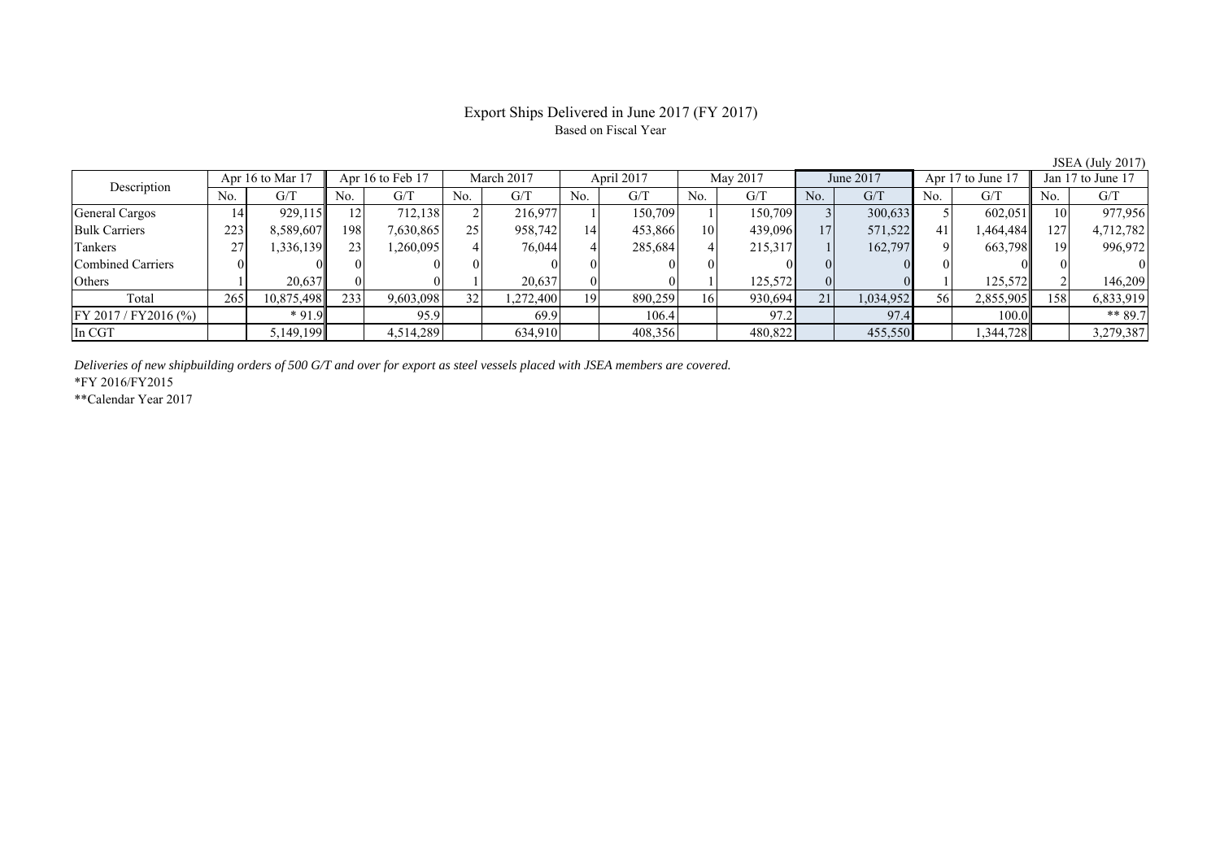# Export Ships Delivered in June 2017 (FY 2017)

Based on Fiscal Year

JSEA (July 2017)

| Description | Apr 16 to Mar 17 | | Apr 16 to Feb 17 | | March 2017 | | April 2017 | | May 2017 | | June 2017 | | Apr 17 to June 17 | | Jan 17 to June 17 | |
|---|---|---|---|---|---|---|---|---|---|---|---|---|---|---|---|---|
| | No. | G/T | No. | G/T | No. | G/T | No. | G/T | No. | G/T | No. | G/T | No. | G/T | No. | G/T |
| General Cargos | 14 | 929,115 | 12 | 712,138 | 2 | 216,977 | 1 | 150,709 | 1 | 150,709 | 3 | 300,633 | 5 | 602,051 | 10 | 977,956 |
| Bulk Carriers | 223 | 8,589,607 | 198 | 7,630,865 | 25 | 958,742 | 14 | 453,866 | 10 | 439,096 | 17 | 571,522 | 41 | 1,464,484 | 127 | 4,712,782 |
| Tankers | 27 | 1,336,139 | 23 | 1,260,095 | 4 | 76,044 | 4 | 285,684 | 4 | 215,317 | 1 | 162,797 | 9 | 663,798 | 19 | 996,972 |
| Combined Carriers | 0 | 0 | 0 | 0 | 0 | 0 | 0 | 0 | 0 | 0 | 0 | 0 | 0 | 0 | 0 | 0 |
| Others | 1 | 20,637 | 0 | 0 | 1 | 20,637 | 0 | 0 | 1 | 125,572 | 0 | 0 | 1 | 125,572 | 2 | 146,209 |
| Total | 265 | 10,875,498 | 233 | 9,603,098 | 32 | 1,272,400 | 19 | 890,259 | 16 | 930,694 | 21 | 1,034,952 | 56 | 2,855,905 | 158 | 6,833,919 |
| FY 2017 / FY2016 (%) | | * 91.9 | | 95.9 | | 69.9 | | 106.4 | | 97.2 | | 97.4 | | 100.0 | | ** 89.7 |
| In CGT | | 5,149,199 | | 4,514,289 | | 634,910 | | 408,356 | | 480,822 | | 455,550 | | 1,344,728 | | 3,279,387 |

*Deliveries of new shipbuilding orders of 500 G/T and over for export as steel vessels placed with JSEA members are covered.*

*FY 2016/FY2015

**Calendar Year 2017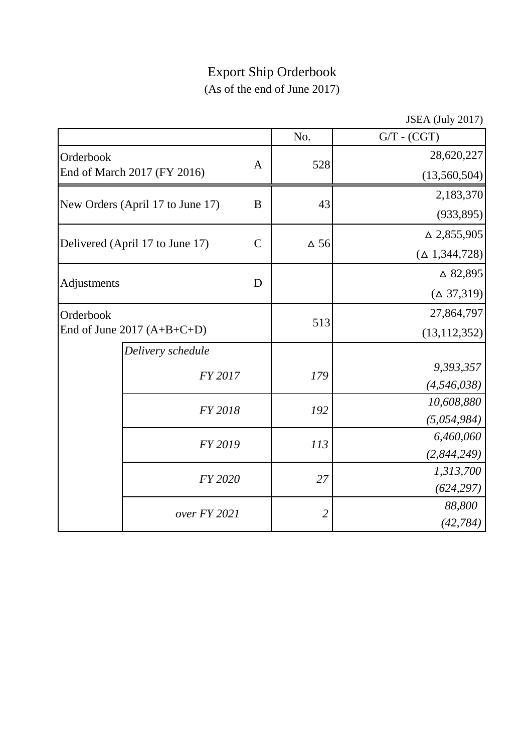# Export Ship Orderbook

(As of the end of June 2017)

JSEA (July 2017)

| | | | No. | G/T - (CGT) |
|---|---|---|---|---|
| Orderbook<br>End of March 2017 (FY 2016) | | A | 528 | 28,620,227<br>(13,560,504) |
| New Orders (April 17 to June 17) | | B | 43 | 2,183,370<br>(933,895) |
| Delivered (April 17 to June 17) | | C | ⊿ 56 | ⊿ 2,855,905<br>(⊿ 1,344,728) |
| Adjustments | | D | | ⊿ 82,895<br>(⊿ 37,319) |
| Orderbook<br>End of June 2017 (A+B+C+D) | | | 513 | 27,864,797<br>(13,112,352) |
| | *Delivery schedule* | | | |
| | *FY 2017* | | *179* | *9,393,357*<br>*(4,546,038)* |
| | *FY 2018* | | *192* | *10,608,880*<br>*(5,054,984)* |
| | *FY 2019* | | *113* | *6,460,060*<br>*(2,844,249)* |
| | *FY 2020* | | *27* | *1,313,700*<br>*(624,297)* |
| | *over FY 2021* | | *2* | *88,800*<br>*(42,784)* |